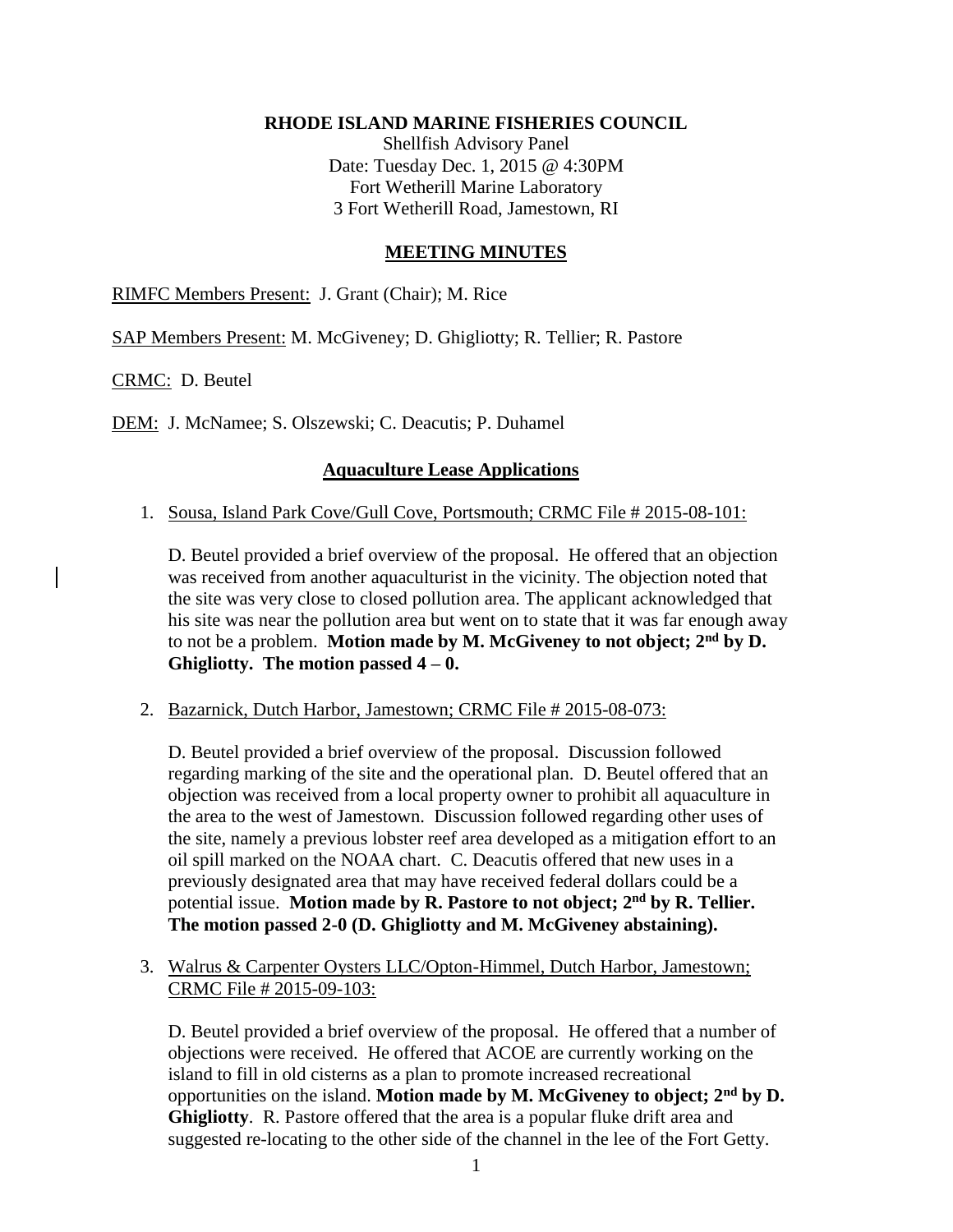**RHODE ISLAND MARINE FISHERIES COUNCIL**

Shellfish Advisory Panel
Date: Tuesday Dec. 1, 2015 @ 4:30PM
Fort Wetherill Marine Laboratory
3 Fort Wetherill Road, Jamestown, RI

## MEETING MINUTES

RIMFC Members Present: J. Grant (Chair); M. Rice

SAP Members Present: M. McGiveney; D. Ghigliotty; R. Tellier; R. Pastore

CRMC: D. Beutel

DEM: J. McNamee; S. Olszewski; C. Deacutis; P. Duhamel

## Aquaculture Lease Applications

1. Sousa, Island Park Cove/Gull Cove, Portsmouth; CRMC File # 2015-08-101:

   D. Beutel provided a brief overview of the proposal. He offered that an objection was received from another aquaculturist in the vicinity. The objection noted that the site was very close to closed pollution area. The applicant acknowledged that his site was near the pollution area but went on to state that it was far enough away to not be a problem. **Motion made by M. McGiveney to not object; 2nd by D. Ghigliotty. The motion passed 4 – 0.**

2. Bazarnick, Dutch Harbor, Jamestown; CRMC File # 2015-08-073:

   D. Beutel provided a brief overview of the proposal. Discussion followed regarding marking of the site and the operational plan. D. Beutel offered that an objection was received from a local property owner to prohibit all aquaculture in the area to the west of Jamestown. Discussion followed regarding other uses of the site, namely a previous lobster reef area developed as a mitigation effort to an oil spill marked on the NOAA chart. C. Deacutis offered that new uses in a previously designated area that may have received federal dollars could be a potential issue. **Motion made by R. Pastore to not object; 2nd by R. Tellier. The motion passed 2-0 (D. Ghigliotty and M. McGiveney abstaining).**

3. Walrus & Carpenter Oysters LLC/Opton-Himmel, Dutch Harbor, Jamestown; CRMC File # 2015-09-103:

   D. Beutel provided a brief overview of the proposal. He offered that a number of objections were received. He offered that ACOE are currently working on the island to fill in old cisterns as a plan to promote increased recreational opportunities on the island. **Motion made by M. McGiveney to object; 2nd by D. Ghigliotty**. R. Pastore offered that the area is a popular fluke drift area and suggested re-locating to the other side of the channel in the lee of the Fort Getty.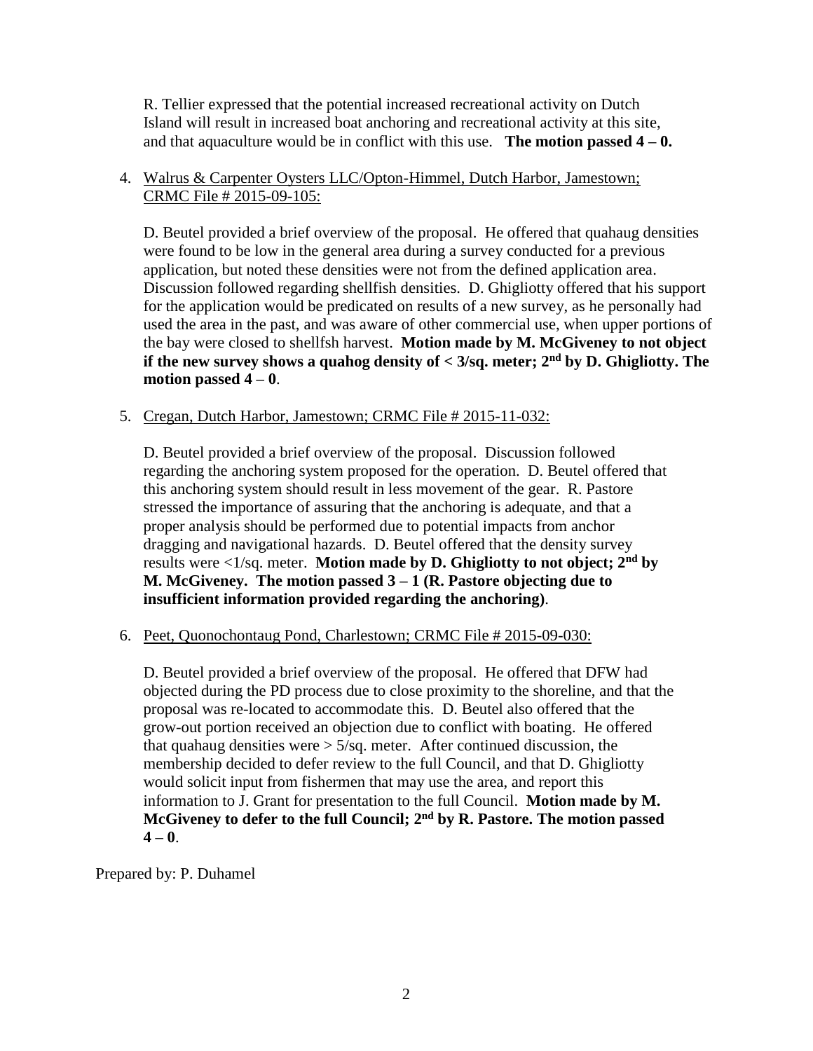R. Tellier expressed that the potential increased recreational activity on Dutch Island will result in increased boat anchoring and recreational activity at this site, and that aquaculture would be in conflict with this use. **The motion passed 4 – 0.**

4. Walrus & Carpenter Oysters LLC/Opton-Himmel, Dutch Harbor, Jamestown; CRMC File # 2015-09-105:

   D. Beutel provided a brief overview of the proposal. He offered that quahaug densities were found to be low in the general area during a survey conducted for a previous application, but noted these densities were not from the defined application area. Discussion followed regarding shellfish densities. D. Ghigliotty offered that his support for the application would be predicated on results of a new survey, as he personally had used the area in the past, and was aware of other commercial use, when upper portions of the bay were closed to shellfsh harvest. **Motion made by M. McGiveney to not object if the new survey shows a quahog density of < 3/sq. meter; 2nd by D. Ghigliotty. The motion passed 4 – 0**.

5. Cregan, Dutch Harbor, Jamestown; CRMC File # 2015-11-032:

   D. Beutel provided a brief overview of the proposal. Discussion followed regarding the anchoring system proposed for the operation. D. Beutel offered that this anchoring system should result in less movement of the gear. R. Pastore stressed the importance of assuring that the anchoring is adequate, and that a proper analysis should be performed due to potential impacts from anchor dragging and navigational hazards. D. Beutel offered that the density survey results were <1/sq. meter. **Motion made by D. Ghigliotty to not object; 2nd by M. McGiveney. The motion passed 3 – 1 (R. Pastore objecting due to insufficient information provided regarding the anchoring)**.

6. Peet, Quonochontaug Pond, Charlestown; CRMC File # 2015-09-030:

   D. Beutel provided a brief overview of the proposal. He offered that DFW had objected during the PD process due to close proximity to the shoreline, and that the proposal was re-located to accommodate this. D. Beutel also offered that the grow-out portion received an objection due to conflict with boating. He offered that quahaug densities were > 5/sq. meter. After continued discussion, the membership decided to defer review to the full Council, and that D. Ghigliotty would solicit input from fishermen that may use the area, and report this information to J. Grant for presentation to the full Council. **Motion made by M. McGiveney to defer to the full Council; 2nd by R. Pastore. The motion passed 4 – 0**.

Prepared by: P. Duhamel